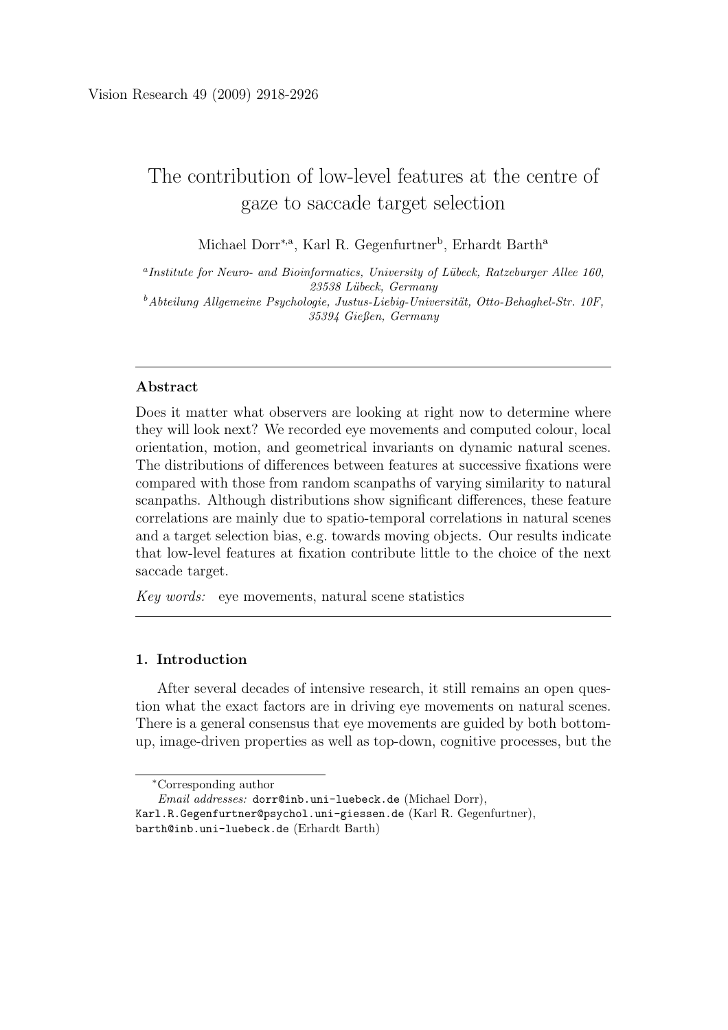Vision Research 49 (2009) 2918-2926

# The contribution of low-level features at the centre of gaze to saccade target selection

Michael Dorr*[,a], Karl R. Gegenfurtner[b], Erhardt Barth[a]

[a] *Institute for Neuro- and Bioinformatics, University of Lübeck, Ratzeburger Allee 160, 23538 Lübeck, Germany*

[b] *Abteilung Allgemeine Psychologie, Justus-Liebig-Universität, Otto-Behaghel-Str. 10F, 35394 Gießen, Germany*

---

### Abstract

Does it matter what observers are looking at right now to determine where they will look next? We recorded eye movements and computed colour, local orientation, motion, and geometrical invariants on dynamic natural scenes. The distributions of differences between features at successive fixations were compared with those from random scanpaths of varying similarity to natural scanpaths. Although distributions show significant differences, these feature correlations are mainly due to spatio-temporal correlations in natural scenes and a target selection bias, e.g. towards moving objects. Our results indicate that low-level features at fixation contribute little to the choice of the next saccade target.

*Key words:* eye movements, natural scene statistics

---

## 1. Introduction

After several decades of intensive research, it still remains an open question what the exact factors are in driving eye movements on natural scenes. There is a general consensus that eye movements are guided by both bottom-up, image-driven properties as well as top-down, cognitive processes, but the

*Corresponding author

*Email addresses:* dorr@inb.uni-luebeck.de (Michael Dorr), Karl.R.Gegenfurtner@psychol.uni-giessen.de (Karl R. Gegenfurtner), barth@inb.uni-luebeck.de (Erhardt Barth)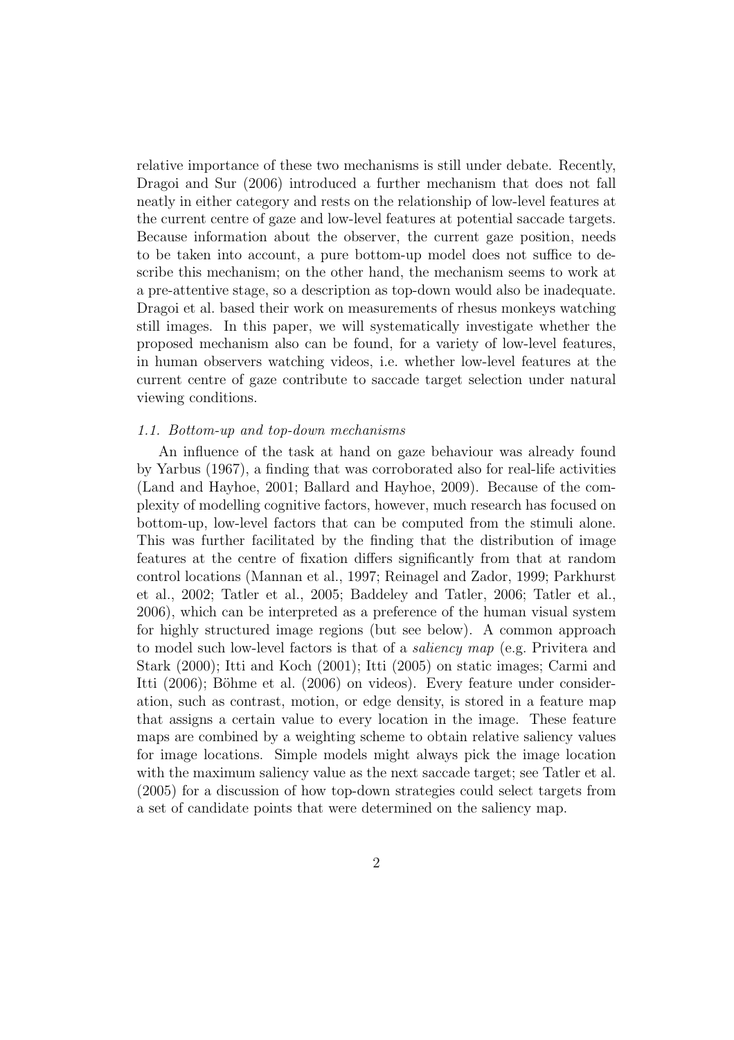relative importance of these two mechanisms is still under debate. Recently, Dragoi and Sur (2006) introduced a further mechanism that does not fall neatly in either category and rests on the relationship of low-level features at the current centre of gaze and low-level features at potential saccade targets. Because information about the observer, the current gaze position, needs to be taken into account, a pure bottom-up model does not suffice to describe this mechanism; on the other hand, the mechanism seems to work at a pre-attentive stage, so a description as top-down would also be inadequate. Dragoi et al. based their work on measurements of rhesus monkeys watching still images. In this paper, we will systematically investigate whether the proposed mechanism also can be found, for a variety of low-level features, in human observers watching videos, i.e. whether low-level features at the current centre of gaze contribute to saccade target selection under natural viewing conditions.

### *1.1. Bottom-up and top-down mechanisms*

An influence of the task at hand on gaze behaviour was already found by Yarbus (1967), a finding that was corroborated also for real-life activities (Land and Hayhoe, 2001; Ballard and Hayhoe, 2009). Because of the complexity of modelling cognitive factors, however, much research has focused on bottom-up, low-level factors that can be computed from the stimuli alone. This was further facilitated by the finding that the distribution of image features at the centre of fixation differs significantly from that at random control locations (Mannan et al., 1997; Reinagel and Zador, 1999; Parkhurst et al., 2002; Tatler et al., 2005; Baddeley and Tatler, 2006; Tatler et al., 2006), which can be interpreted as a preference of the human visual system for highly structured image regions (but see below). A common approach to model such low-level factors is that of a *saliency map* (e.g. Privitera and Stark (2000); Itti and Koch (2001); Itti (2005) on static images; Carmi and Itti (2006); Böhme et al. (2006) on videos). Every feature under consideration, such as contrast, motion, or edge density, is stored in a feature map that assigns a certain value to every location in the image. These feature maps are combined by a weighting scheme to obtain relative saliency values for image locations. Simple models might always pick the image location with the maximum saliency value as the next saccade target; see Tatler et al. (2005) for a discussion of how top-down strategies could select targets from a set of candidate points that were determined on the saliency map.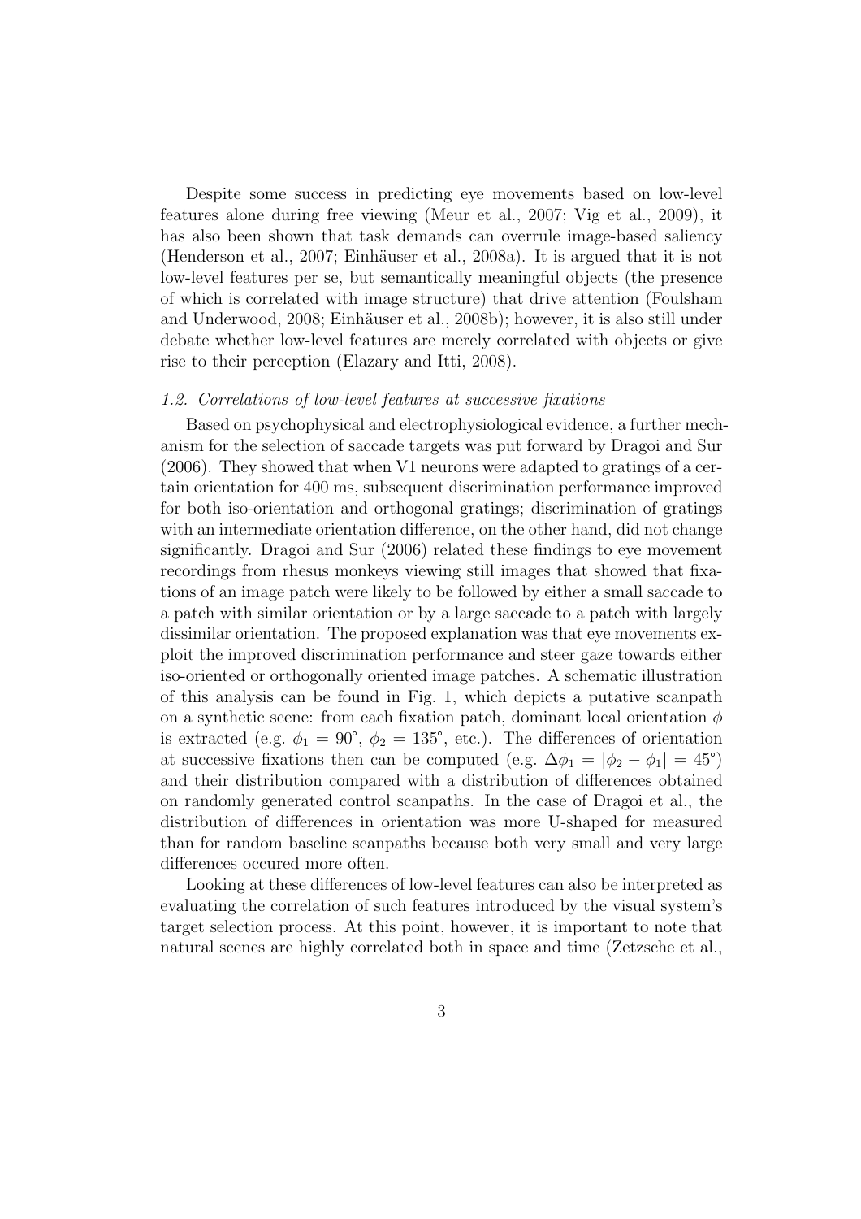Despite some success in predicting eye movements based on low-level features alone during free viewing (Meur et al., 2007; Vig et al., 2009), it has also been shown that task demands can overrule image-based saliency (Henderson et al., 2007; Einhäuser et al., 2008a). It is argued that it is not low-level features per se, but semantically meaningful objects (the presence of which is correlated with image structure) that drive attention (Foulsham and Underwood, 2008; Einhäuser et al., 2008b); however, it is also still under debate whether low-level features are merely correlated with objects or give rise to their perception (Elazary and Itti, 2008).

### *1.2. Correlations of low-level features at successive fixations*

Based on psychophysical and electrophysiological evidence, a further mechanism for the selection of saccade targets was put forward by Dragoi and Sur (2006). They showed that when V1 neurons were adapted to gratings of a certain orientation for 400 ms, subsequent discrimination performance improved for both iso-orientation and orthogonal gratings; discrimination of gratings with an intermediate orientation difference, on the other hand, did not change significantly. Dragoi and Sur (2006) related these findings to eye movement recordings from rhesus monkeys viewing still images that showed that fixations of an image patch were likely to be followed by either a small saccade to a patch with similar orientation or by a large saccade to a patch with largely dissimilar orientation. The proposed explanation was that eye movements exploit the improved discrimination performance and steer gaze towards either iso-oriented or orthogonally oriented image patches. A schematic illustration of this analysis can be found in Fig. 1, which depicts a putative scanpath on a synthetic scene: from each fixation patch, dominant local orientation $\phi$ is extracted (e.g. $\phi_1 = 90^\circ$, $\phi_2 = 135^\circ$, etc.). The differences of orientation at successive fixations then can be computed (e.g. $\Delta\phi_1 = |\phi_2 - \phi_1| = 45^\circ$) and their distribution compared with a distribution of differences obtained on randomly generated control scanpaths. In the case of Dragoi et al., the distribution of differences in orientation was more U-shaped for measured than for random baseline scanpaths because both very small and very large differences occured more often.

Looking at these differences of low-level features can also be interpreted as evaluating the correlation of such features introduced by the visual system's target selection process. At this point, however, it is important to note that natural scenes are highly correlated both in space and time (Zetzsche et al.,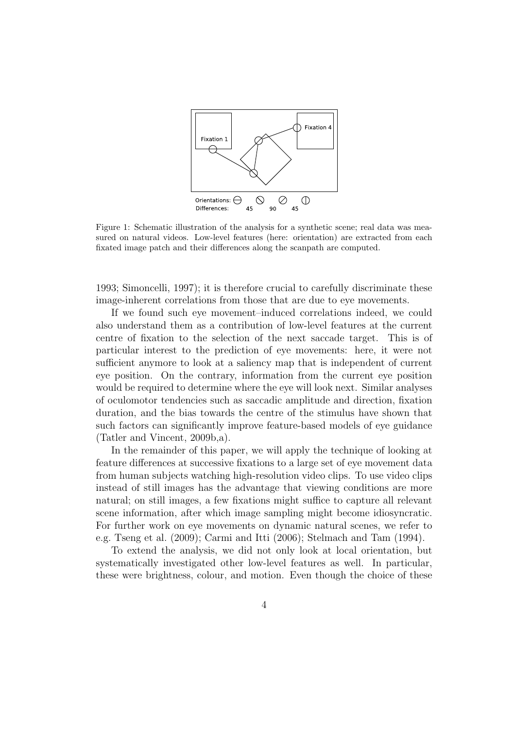Figure 1: Schematic illustration of the analysis for a synthetic scene; real data was measured on natural videos. Low-level features (here: orientation) are extracted from each fixated image patch and their differences along the scanpath are computed.

1993; Simoncelli, 1997); it is therefore crucial to carefully discriminate these image-inherent correlations from those that are due to eye movements.

If we found such eye movement–induced correlations indeed, we could also understand them as a contribution of low-level features at the current centre of fixation to the selection of the next saccade target. This is of particular interest to the prediction of eye movements: here, it were not sufficient anymore to look at a saliency map that is independent of current eye position. On the contrary, information from the current eye position would be required to determine where the eye will look next. Similar analyses of oculomotor tendencies such as saccadic amplitude and direction, fixation duration, and the bias towards the centre of the stimulus have shown that such factors can significantly improve feature-based models of eye guidance (Tatler and Vincent, 2009b,a).

In the remainder of this paper, we will apply the technique of looking at feature differences at successive fixations to a large set of eye movement data from human subjects watching high-resolution video clips. To use video clips instead of still images has the advantage that viewing conditions are more natural; on still images, a few fixations might suffice to capture all relevant scene information, after which image sampling might become idiosyncratic. For further work on eye movements on dynamic natural scenes, we refer to e.g. Tseng et al. (2009); Carmi and Itti (2006); Stelmach and Tam (1994).

To extend the analysis, we did not only look at local orientation, but systematically investigated other low-level features as well. In particular, these were brightness, colour, and motion. Even though the choice of these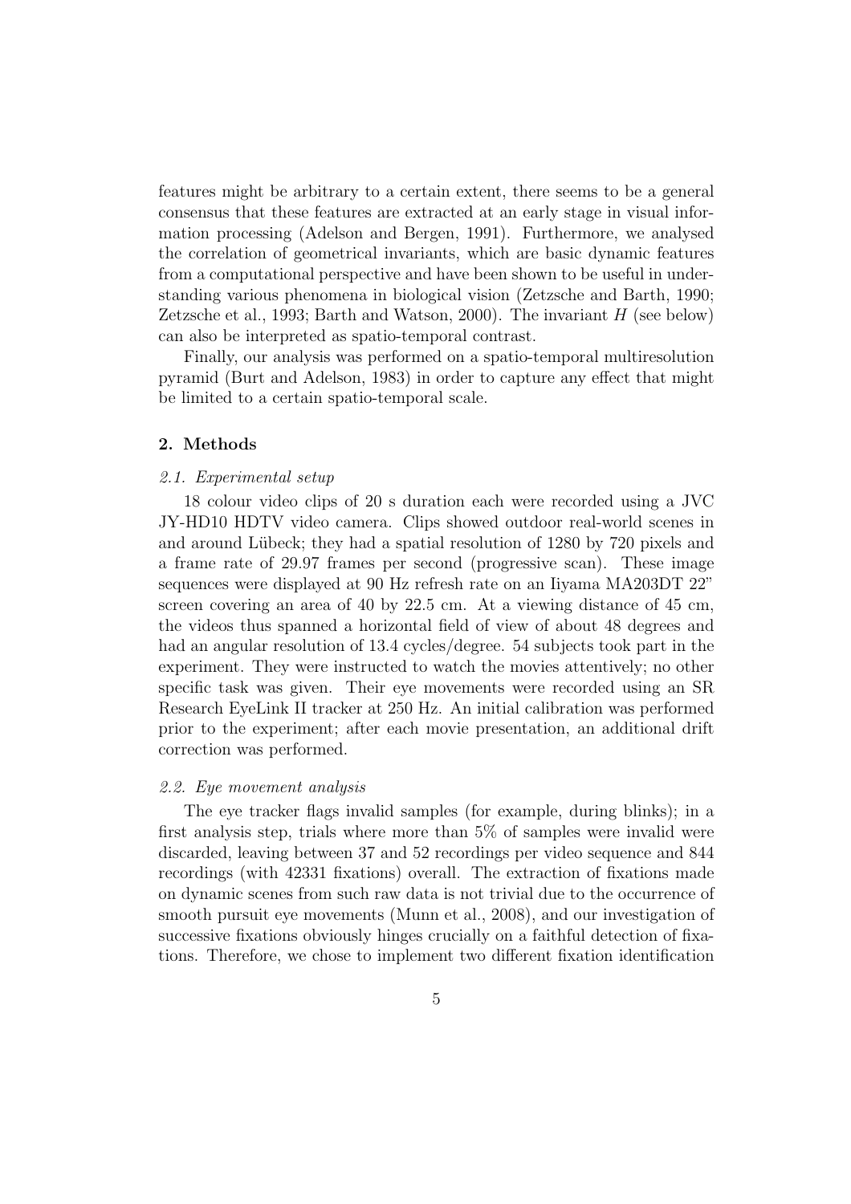features might be arbitrary to a certain extent, there seems to be a general consensus that these features are extracted at an early stage in visual information processing (Adelson and Bergen, 1991). Furthermore, we analysed the correlation of geometrical invariants, which are basic dynamic features from a computational perspective and have been shown to be useful in understanding various phenomena in biological vision (Zetzsche and Barth, 1990; Zetzsche et al., 1993; Barth and Watson, 2000). The invariant $H$ (see below) can also be interpreted as spatio-temporal contrast.

Finally, our analysis was performed on a spatio-temporal multiresolution pyramid (Burt and Adelson, 1983) in order to capture any effect that might be limited to a certain spatio-temporal scale.

## 2. Methods

### *2.1. Experimental setup*

18 colour video clips of 20 s duration each were recorded using a JVC JY-HD10 HDTV video camera. Clips showed outdoor real-world scenes in and around Lübeck; they had a spatial resolution of 1280 by 720 pixels and a frame rate of 29.97 frames per second (progressive scan). These image sequences were displayed at 90 Hz refresh rate on an Iiyama MA203DT 22" screen covering an area of 40 by 22.5 cm. At a viewing distance of 45 cm, the videos thus spanned a horizontal field of view of about 48 degrees and had an angular resolution of 13.4 cycles/degree. 54 subjects took part in the experiment. They were instructed to watch the movies attentively; no other specific task was given. Their eye movements were recorded using an SR Research EyeLink II tracker at 250 Hz. An initial calibration was performed prior to the experiment; after each movie presentation, an additional drift correction was performed.

### *2.2. Eye movement analysis*

The eye tracker flags invalid samples (for example, during blinks); in a first analysis step, trials where more than 5% of samples were invalid were discarded, leaving between 37 and 52 recordings per video sequence and 844 recordings (with 42331 fixations) overall. The extraction of fixations made on dynamic scenes from such raw data is not trivial due to the occurrence of smooth pursuit eye movements (Munn et al., 2008), and our investigation of successive fixations obviously hinges crucially on a faithful detection of fixations. Therefore, we chose to implement two different fixation identification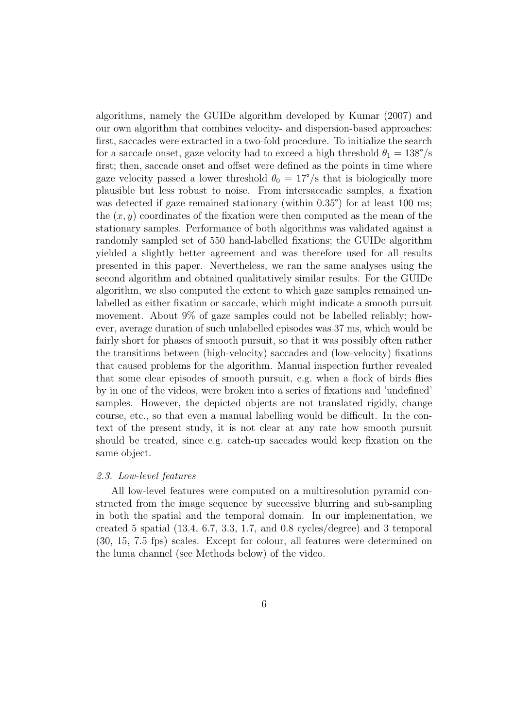algorithms, namely the GUIDe algorithm developed by Kumar (2007) and our own algorithm that combines velocity- and dispersion-based approaches: first, saccades were extracted in a two-fold procedure. To initialize the search for a saccade onset, gaze velocity had to exceed a high threshold $\theta_1 = 138°/s$ first; then, saccade onset and offset were defined as the points in time where gaze velocity passed a lower threshold $\theta_0 = 17°/s$ that is biologically more plausible but less robust to noise. From intersaccadic samples, a fixation was detected if gaze remained stationary (within 0.35°) for at least 100 ms; the $(x, y)$ coordinates of the fixation were then computed as the mean of the stationary samples. Performance of both algorithms was validated against a randomly sampled set of 550 hand-labelled fixations; the GUIDe algorithm yielded a slightly better agreement and was therefore used for all results presented in this paper. Nevertheless, we ran the same analyses using the second algorithm and obtained qualitatively similar results. For the GUIDe algorithm, we also computed the extent to which gaze samples remained unlabelled as either fixation or saccade, which might indicate a smooth pursuit movement. About 9% of gaze samples could not be labelled reliably; however, average duration of such unlabelled episodes was 37 ms, which would be fairly short for phases of smooth pursuit, so that it was possibly often rather the transitions between (high-velocity) saccades and (low-velocity) fixations that caused problems for the algorithm. Manual inspection further revealed that some clear episodes of smooth pursuit, e.g. when a flock of birds flies by in one of the videos, were broken into a series of fixations and 'undefined' samples. However, the depicted objects are not translated rigidly, change course, etc., so that even a manual labelling would be difficult. In the context of the present study, it is not clear at any rate how smooth pursuit should be treated, since e.g. catch-up saccades would keep fixation on the same object.

### *2.3. Low-level features*

All low-level features were computed on a multiresolution pyramid constructed from the image sequence by successive blurring and sub-sampling in both the spatial and the temporal domain. In our implementation, we created 5 spatial (13.4, 6.7, 3.3, 1.7, and 0.8 cycles/degree) and 3 temporal (30, 15, 7.5 fps) scales. Except for colour, all features were determined on the luma channel (see Methods below) of the video.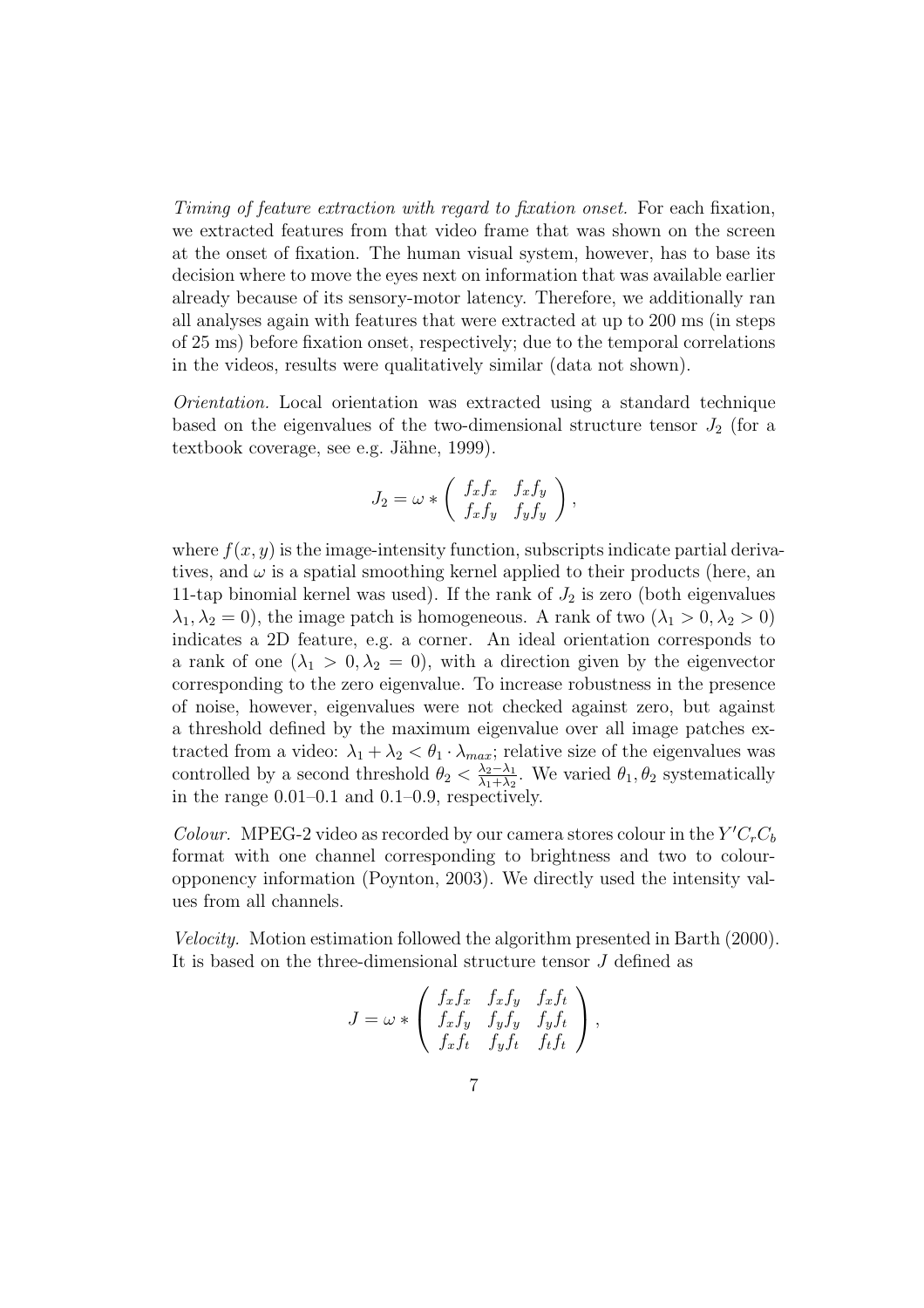*Timing of feature extraction with regard to fixation onset.* For each fixation, we extracted features from that video frame that was shown on the screen at the onset of fixation. The human visual system, however, has to base its decision where to move the eyes next on information that was available earlier already because of its sensory-motor latency. Therefore, we additionally ran all analyses again with features that were extracted at up to 200 ms (in steps of 25 ms) before fixation onset, respectively; due to the temporal correlations in the videos, results were qualitatively similar (data not shown).

*Orientation.* Local orientation was extracted using a standard technique based on the eigenvalues of the two-dimensional structure tensor $J_2$ (for a textbook coverage, see e.g. Jähne, 1999).

$$J_2 = \omega * \begin{pmatrix} f_x f_x & f_x f_y \\ f_x f_y & f_y f_y \end{pmatrix},$$

where $f(x, y)$ is the image-intensity function, subscripts indicate partial derivatives, and $\omega$ is a spatial smoothing kernel applied to their products (here, an 11-tap binomial kernel was used). If the rank of $J_2$ is zero (both eigenvalues $\lambda_1, \lambda_2 = 0$), the image patch is homogeneous. A rank of two ($\lambda_1 > 0, \lambda_2 > 0$) indicates a 2D feature, e.g. a corner. An ideal orientation corresponds to a rank of one ($\lambda_1 > 0, \lambda_2 = 0$), with a direction given by the eigenvector corresponding to the zero eigenvalue. To increase robustness in the presence of noise, however, eigenvalues were not checked against zero, but against a threshold defined by the maximum eigenvalue over all image patches extracted from a video: $\lambda_1 + \lambda_2 < \theta_1 \cdot \lambda_{max}$; relative size of the eigenvalues was controlled by a second threshold $\theta_2 < \frac{\lambda_2 - \lambda_1}{\lambda_1 + \lambda_2}$. We varied $\theta_1, \theta_2$ systematically in the range 0.01–0.1 and 0.1–0.9, respectively.

*Colour.* MPEG-2 video as recorded by our camera stores colour in the $Y'C_rC_b$ format with one channel corresponding to brightness and two to colour-opponency information (Poynton, 2003). We directly used the intensity values from all channels.

*Velocity.* Motion estimation followed the algorithm presented in Barth (2000). It is based on the three-dimensional structure tensor $J$ defined as

$$J = \omega * \begin{pmatrix} f_x f_x & f_x f_y & f_x f_t \\ f_x f_y & f_y f_y & f_y f_t \\ f_x f_t & f_y f_t & f_t f_t \end{pmatrix},$$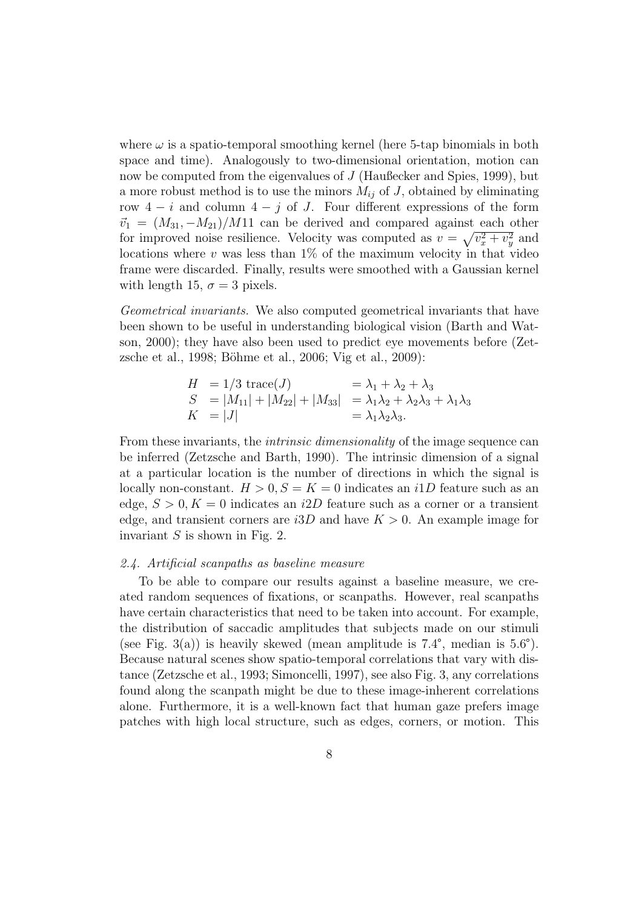where $\omega$ is a spatio-temporal smoothing kernel (here 5-tap binomials in both space and time). Analogously to two-dimensional orientation, motion can now be computed from the eigenvalues of $J$ (Haußecker and Spies, 1999), but a more robust method is to use the minors $M_{ij}$ of $J$, obtained by eliminating row $4-i$ and column $4-j$ of $J$. Four different expressions of the form $\vec{v}_1 = (M_{31}, -M_{21})/M11$ can be derived and compared against each other for improved noise resilience. Velocity was computed as $v = \sqrt{v_x^2 + v_y^2}$ and locations where $v$ was less than 1% of the maximum velocity in that video frame were discarded. Finally, results were smoothed with a Gaussian kernel with length 15, $\sigma = 3$ pixels.

*Geometrical invariants.* We also computed geometrical invariants that have been shown to be useful in understanding biological vision (Barth and Watson, 2000); they have also been used to predict eye movements before (Zetzsche et al., 1998; Böhme et al., 2006; Vig et al., 2009):

$$
\begin{aligned}
H &= 1/3 \ \mathrm{trace}(J) &&= \lambda_1 + \lambda_2 + \lambda_3 \\
S &= |M_{11}| + |M_{22}| + |M_{33}| &&= \lambda_1\lambda_2 + \lambda_2\lambda_3 + \lambda_1\lambda_3 \\
K &= |J| &&= \lambda_1\lambda_2\lambda_3.
\end{aligned}
$$

From these invariants, the *intrinsic dimensionality* of the image sequence can be inferred (Zetzsche and Barth, 1990). The intrinsic dimension of a signal at a particular location is the number of directions in which the signal is locally non-constant. $H > 0, S = K = 0$ indicates an $i1D$ feature such as an edge, $S > 0, K = 0$ indicates an $i2D$ feature such as a corner or a transient edge, and transient corners are $i3D$ and have $K > 0$. An example image for invariant $S$ is shown in Fig. 2.

### *2.4. Artificial scanpaths as baseline measure*

To be able to compare our results against a baseline measure, we created random sequences of fixations, or scanpaths. However, real scanpaths have certain characteristics that need to be taken into account. For example, the distribution of saccadic amplitudes that subjects made on our stimuli (see Fig. 3(a)) is heavily skewed (mean amplitude is 7.4°, median is 5.6°). Because natural scenes show spatio-temporal correlations that vary with distance (Zetzsche et al., 1993; Simoncelli, 1997), see also Fig. 3, any correlations found along the scanpath might be due to these image-inherent correlations alone. Furthermore, it is a well-known fact that human gaze prefers image patches with high local structure, such as edges, corners, or motion. This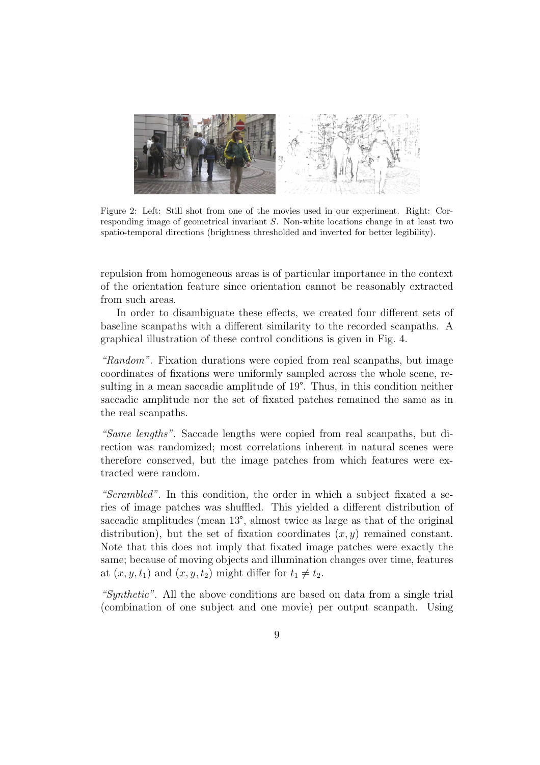Figure 2: Left: Still shot from one of the movies used in our experiment. Right: Corresponding image of geometrical invariant $S$. Non-white locations change in at least two spatio-temporal directions (brightness thresholded and inverted for better legibility).

repulsion from homogeneous areas is of particular importance in the context of the orientation feature since orientation cannot be reasonably extracted from such areas.

In order to disambiguate these effects, we created four different sets of baseline scanpaths with a different similarity to the recorded scanpaths. A graphical illustration of these control conditions is given in Fig. 4.

*"Random".* Fixation durations were copied from real scanpaths, but image coordinates of fixations were uniformly sampled across the whole scene, resulting in a mean saccadic amplitude of 19°. Thus, in this condition neither saccadic amplitude nor the set of fixated patches remained the same as in the real scanpaths.

*"Same lengths".* Saccade lengths were copied from real scanpaths, but direction was randomized; most correlations inherent in natural scenes were therefore conserved, but the image patches from which features were extracted were random.

*"Scrambled".* In this condition, the order in which a subject fixated a series of image patches was shuffled. This yielded a different distribution of saccadic amplitudes (mean 13°, almost twice as large as that of the original distribution), but the set of fixation coordinates $(x, y)$ remained constant. Note that this does not imply that fixated image patches were exactly the same; because of moving objects and illumination changes over time, features at $(x, y, t_1)$ and $(x, y, t_2)$ might differ for $t_1 \neq t_2$.

*"Synthetic".* All the above conditions are based on data from a single trial (combination of one subject and one movie) per output scanpath. Using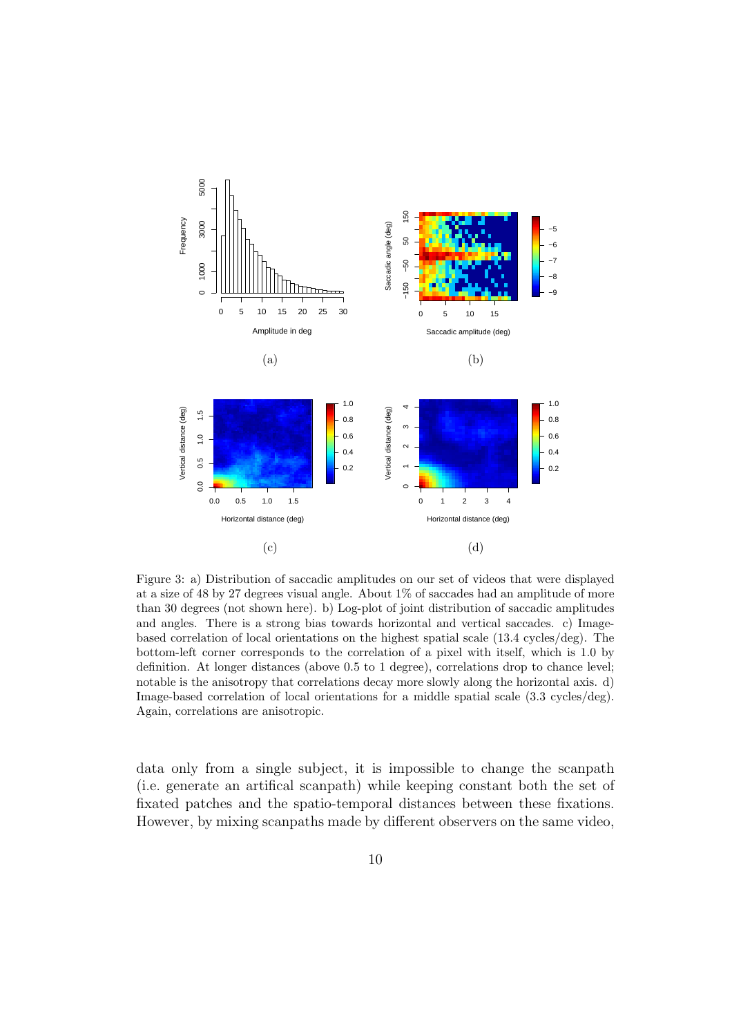Figure 3: a) Distribution of saccadic amplitudes on our set of videos that were displayed at a size of 48 by 27 degrees visual angle. About 1% of saccades had an amplitude of more than 30 degrees (not shown here). b) Log-plot of joint distribution of saccadic amplitudes and angles. There is a strong bias towards horizontal and vertical saccades. c) Image-based correlation of local orientations on the highest spatial scale (13.4 cycles/deg). The bottom-left corner corresponds to the correlation of a pixel with itself, which is 1.0 by definition. At longer distances (above 0.5 to 1 degree), correlations drop to chance level; notable is the anisotropy that correlations decay more slowly along the horizontal axis. d) Image-based correlation of local orientations for a middle spatial scale (3.3 cycles/deg). Again, correlations are anisotropic.

data only from a single subject, it is impossible to change the scanpath (i.e. generate an artifical scanpath) while keeping constant both the set of fixated patches and the spatio-temporal distances between these fixations. However, by mixing scanpaths made by different observers on the same video,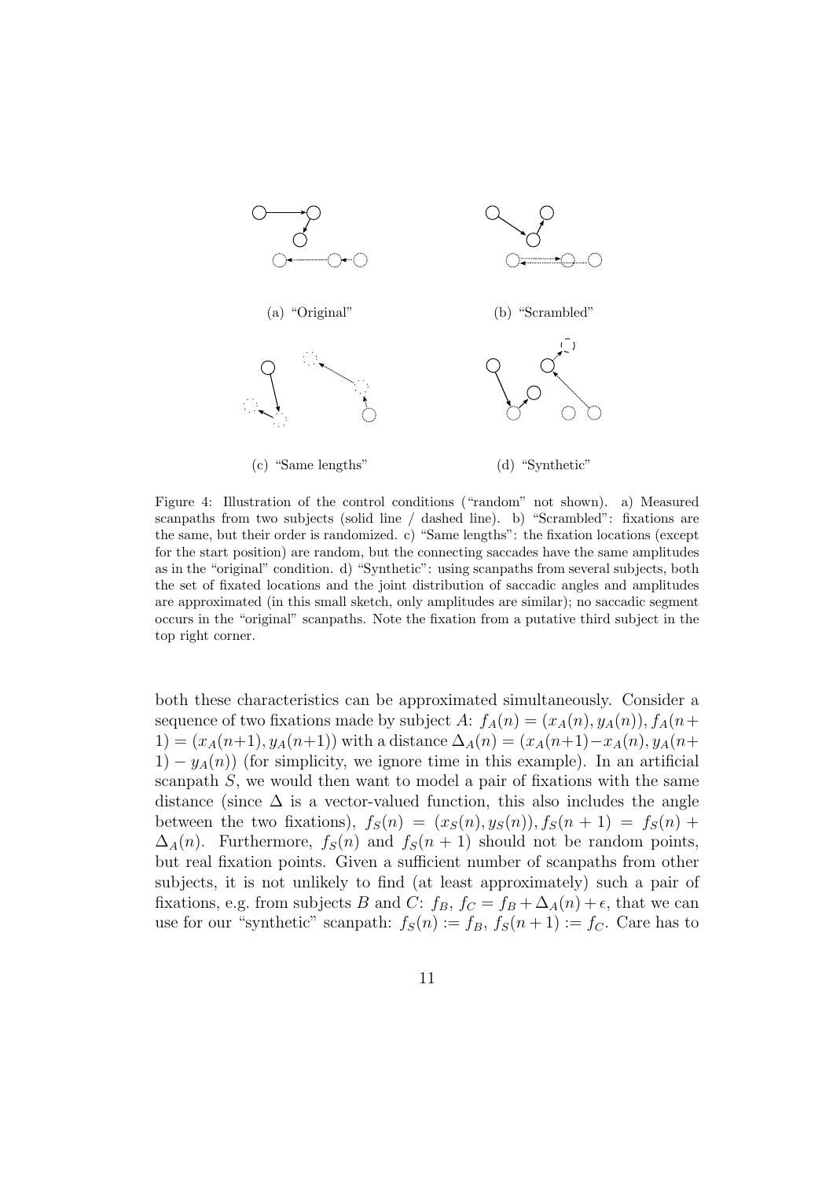(a) “Original”

(b) “Scrambled”

(c) “Same lengths”

(d) “Synthetic”

Figure 4: Illustration of the control conditions (“random” not shown). a) Measured scanpaths from two subjects (solid line / dashed line). b) “Scrambled”: fixations are the same, but their order is randomized. c) “Same lengths”: the fixation locations (except for the start position) are random, but the connecting saccades have the same amplitudes as in the “original” condition. d) “Synthetic”: using scanpaths from several subjects, both the set of fixated locations and the joint distribution of saccadic angles and amplitudes are approximated (in this small sketch, only amplitudes are similar); no saccadic segment occurs in the “original” scanpaths. Note the fixation from a putative third subject in the top right corner.

both these characteristics can be approximated simultaneously. Consider a sequence of two fixations made by subject $A$: $f_A(n) = (x_A(n), y_A(n)), f_A(n+1) = (x_A(n+1), y_A(n+1))$ with a distance $\Delta_A(n) = (x_A(n+1) - x_A(n), y_A(n+1) - y_A(n))$ (for simplicity, we ignore time in this example). In an artificial scanpath $S$, we would then want to model a pair of fixations with the same distance (since $\Delta$ is a vector-valued function, this also includes the angle between the two fixations), $f_S(n) = (x_S(n), y_S(n)), f_S(n+1) = f_S(n) + \Delta_A(n)$. Furthermore, $f_S(n)$ and $f_S(n+1)$ should not be random points, but real fixation points. Given a sufficient number of scanpaths from other subjects, it is not unlikely to find (at least approximately) such a pair of fixations, e.g. from subjects $B$ and $C$: $f_B$, $f_C = f_B + \Delta_A(n) + \epsilon$, that we can use for our “synthetic” scanpath: $f_S(n) := f_B$, $f_S(n+1) := f_C$. Care has to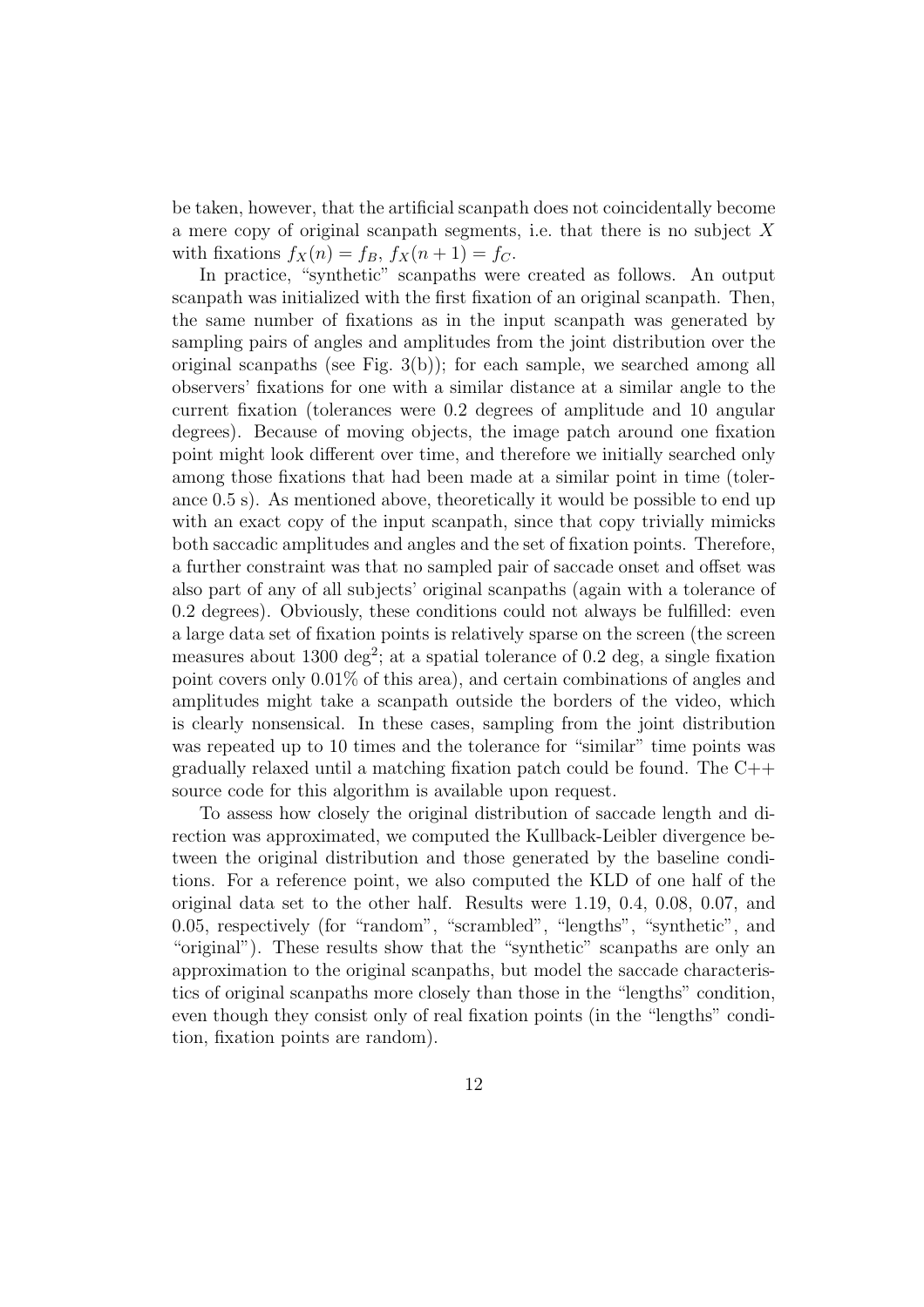be taken, however, that the artificial scanpath does not coincidentally become a mere copy of original scanpath segments, i.e. that there is no subject $X$ with fixations $f_X(n) = f_B$, $f_X(n+1) = f_C$.

In practice, "synthetic" scanpaths were created as follows. An output scanpath was initialized with the first fixation of an original scanpath. Then, the same number of fixations as in the input scanpath was generated by sampling pairs of angles and amplitudes from the joint distribution over the original scanpaths (see Fig. 3(b)); for each sample, we searched among all observers' fixations for one with a similar distance at a similar angle to the current fixation (tolerances were 0.2 degrees of amplitude and 10 angular degrees). Because of moving objects, the image patch around one fixation point might look different over time, and therefore we initially searched only among those fixations that had been made at a similar point in time (tolerance 0.5 s). As mentioned above, theoretically it would be possible to end up with an exact copy of the input scanpath, since that copy trivially mimicks both saccadic amplitudes and angles and the set of fixation points. Therefore, a further constraint was that no sampled pair of saccade onset and offset was also part of any of all subjects' original scanpaths (again with a tolerance of 0.2 degrees). Obviously, these conditions could not always be fulfilled: even a large data set of fixation points is relatively sparse on the screen (the screen measures about 1300 $\text{deg}^2$; at a spatial tolerance of 0.2 deg, a single fixation point covers only 0.01% of this area), and certain combinations of angles and amplitudes might take a scanpath outside the borders of the video, which is clearly nonsensical. In these cases, sampling from the joint distribution was repeated up to 10 times and the tolerance for "similar" time points was gradually relaxed until a matching fixation patch could be found. The C++ source code for this algorithm is available upon request.

To assess how closely the original distribution of saccade length and direction was approximated, we computed the Kullback-Leibler divergence between the original distribution and those generated by the baseline conditions. For a reference point, we also computed the KLD of one half of the original data set to the other half. Results were 1.19, 0.4, 0.08, 0.07, and 0.05, respectively (for "random", "scrambled", "lengths", "synthetic", and "original"). These results show that the "synthetic" scanpaths are only an approximation to the original scanpaths, but model the saccade characteristics of original scanpaths more closely than those in the "lengths" condition, even though they consist only of real fixation points (in the "lengths" condition, fixation points are random).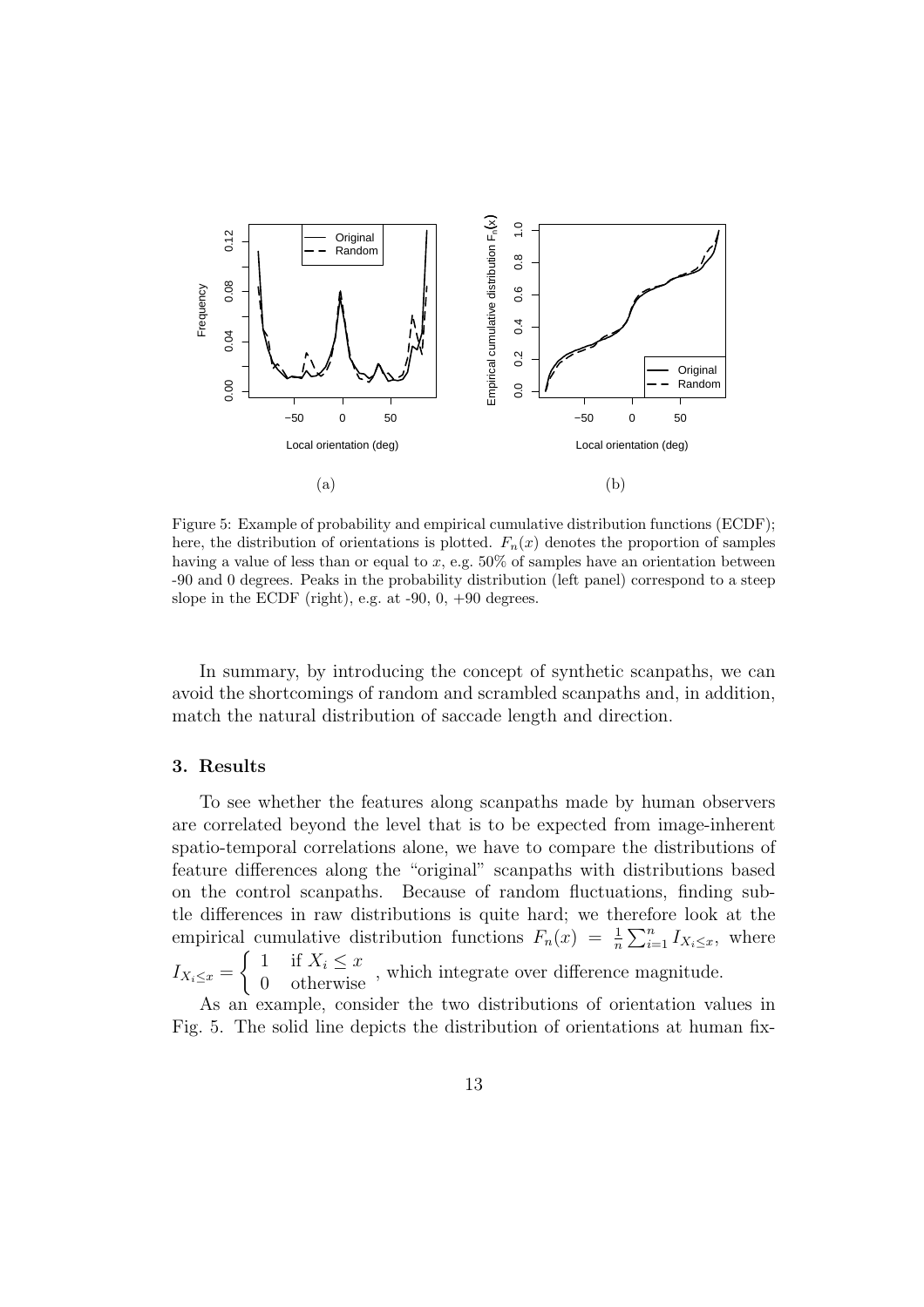Figure 5: Example of probability and empirical cumulative distribution functions (ECDF); here, the distribution of orientations is plotted. $F_n(x)$ denotes the proportion of samples having a value of less than or equal to $x$, e.g. 50% of samples have an orientation between -90 and 0 degrees. Peaks in the probability distribution (left panel) correspond to a steep slope in the ECDF (right), e.g. at -90, 0, +90 degrees.

In summary, by introducing the concept of synthetic scanpaths, we can avoid the shortcomings of random and scrambled scanpaths and, in addition, match the natural distribution of saccade length and direction.

## 3. Results

To see whether the features along scanpaths made by human observers are correlated beyond the level that is to be expected from image-inherent spatio-temporal correlations alone, we have to compare the distributions of feature differences along the "original" scanpaths with distributions based on the control scanpaths. Because of random fluctuations, finding subtle differences in raw distributions is quite hard; we therefore look at the empirical cumulative distribution functions $F_n(x) = \frac{1}{n}\sum_{i=1}^{n} I_{X_i \leq x}$, where $I_{X_i \leq x} = \begin{cases} 1 & \text{if } X_i \leq x \\ 0 & \text{otherwise} \end{cases}$, which integrate over difference magnitude.

As an example, consider the two distributions of orientation values in Fig. 5. The solid line depicts the distribution of orientations at human fix-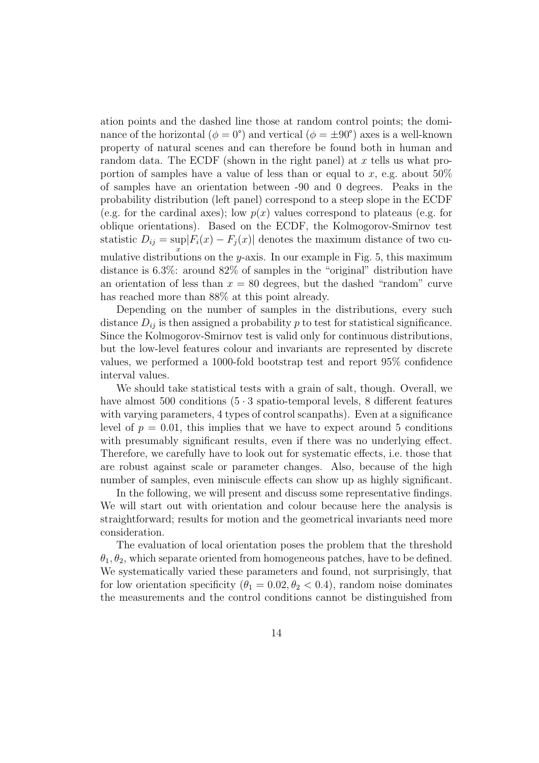ation points and the dashed line those at random control points; the dominance of the horizontal ($\phi = 0°$) and vertical ($\phi = \pm 90°$) axes is a well-known property of natural scenes and can therefore be found both in human and random data. The ECDF (shown in the right panel) at $x$ tells us what proportion of samples have a value of less than or equal to $x$, e.g. about 50% of samples have an orientation between -90 and 0 degrees. Peaks in the probability distribution (left panel) correspond to a steep slope in the ECDF (e.g. for the cardinal axes); low $p(x)$ values correspond to plateaus (e.g. for oblique orientations). Based on the ECDF, the Kolmogorov-Smirnov test statistic $D_{ij} = \sup_x |F_i(x) - F_j(x)|$ denotes the maximum distance of two cumulative distributions on the $y$-axis. In our example in Fig. 5, this maximum distance is 6.3%: around 82% of samples in the "original" distribution have an orientation of less than $x = 80$ degrees, but the dashed "random" curve has reached more than 88% at this point already.

Depending on the number of samples in the distributions, every such distance $D_{ij}$ is then assigned a probability $p$ to test for statistical significance. Since the Kolmogorov-Smirnov test is valid only for continuous distributions, but the low-level features colour and invariants are represented by discrete values, we performed a 1000-fold bootstrap test and report 95% confidence interval values.

We should take statistical tests with a grain of salt, though. Overall, we have almost 500 conditions ($5 \cdot 3$ spatio-temporal levels, 8 different features with varying parameters, 4 types of control scanpaths). Even at a significance level of $p = 0.01$, this implies that we have to expect around 5 conditions with presumably significant results, even if there was no underlying effect. Therefore, we carefully have to look out for systematic effects, i.e. those that are robust against scale or parameter changes. Also, because of the high number of samples, even miniscule effects can show up as highly significant.

In the following, we will present and discuss some representative findings. We will start out with orientation and colour because here the analysis is straightforward; results for motion and the geometrical invariants need more consideration.

The evaluation of local orientation poses the problem that the threshold $\theta_1, \theta_2$, which separate oriented from homogeneous patches, have to be defined. We systematically varied these parameters and found, not surprisingly, that for low orientation specificity ($\theta_1 = 0.02, \theta_2 < 0.4$), random noise dominates the measurements and the control conditions cannot be distinguished from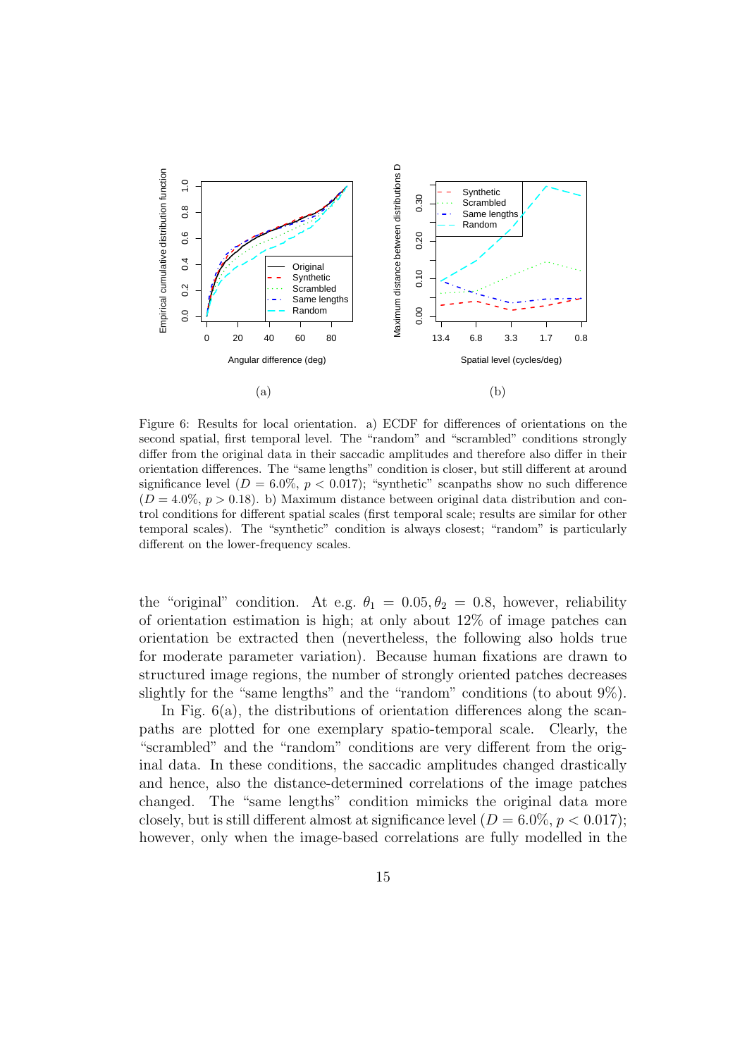Figure 6: Results for local orientation. a) ECDF for differences of orientations on the second spatial, first temporal level. The "random" and "scrambled" conditions strongly differ from the original data in their saccadic amplitudes and therefore also differ in their orientation differences. The "same lengths" condition is closer, but still different at around significance level ($D = 6.0\%$, $p < 0.017$); "synthetic" scanpaths show no such difference ($D = 4.0\%$, $p > 0.18$). b) Maximum distance between original data distribution and control conditions for different spatial scales (first temporal scale; results are similar for other temporal scales). The "synthetic" condition is always closest; "random" is particularly different on the lower-frequency scales.

the "original" condition. At e.g. $\theta_1 = 0.05, \theta_2 = 0.8$, however, reliability of orientation estimation is high; at only about 12% of image patches can orientation be extracted then (nevertheless, the following also holds true for moderate parameter variation). Because human fixations are drawn to structured image regions, the number of strongly oriented patches decreases slightly for the "same lengths" and the "random" conditions (to about 9%).

In Fig. 6(a), the distributions of orientation differences along the scanpaths are plotted for one exemplary spatio-temporal scale. Clearly, the "scrambled" and the "random" conditions are very different from the original data. In these conditions, the saccadic amplitudes changed drastically and hence, also the distance-determined correlations of the image patches changed. The "same lengths" condition mimicks the original data more closely, but is still different almost at significance level ($D = 6.0\%$, $p < 0.017$); however, only when the image-based correlations are fully modelled in the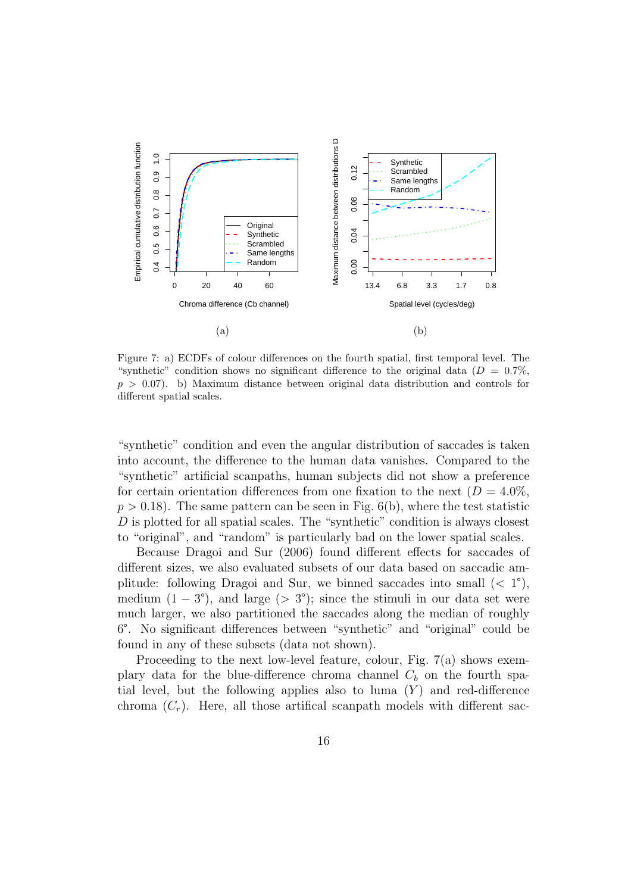Figure 7: a) ECDFs of colour differences on the fourth spatial, first temporal level. The "synthetic" condition shows no significant difference to the original data ($D = 0.7\%$, $p > 0.07$). b) Maximum distance between original data distribution and controls for different spatial scales.

"synthetic" condition and even the angular distribution of saccades is taken into account, the difference to the human data vanishes. Compared to the "synthetic" artificial scanpaths, human subjects did not show a preference for certain orientation differences from one fixation to the next ($D = 4.0\%$, $p > 0.18$). The same pattern can be seen in Fig. 6(b), where the test statistic $D$ is plotted for all spatial scales. The "synthetic" condition is always closest to "original", and "random" is particularly bad on the lower spatial scales.

Because Dragoi and Sur (2006) found different effects for saccades of different sizes, we also evaluated subsets of our data based on saccadic amplitude: following Dragoi and Sur, we binned saccades into small ($< 1°$), medium ($1 - 3°$), and large ($> 3°$); since the stimuli in our data set were much larger, we also partitioned the saccades along the median of roughly 6°. No significant differences between "synthetic" and "original" could be found in any of these subsets (data not shown).

Proceeding to the next low-level feature, colour, Fig. 7(a) shows exemplary data for the blue-difference chroma channel $C_b$ on the fourth spatial level, but the following applies also to luma ($Y$) and red-difference chroma ($C_r$). Here, all those artifical scanpath models with different sac-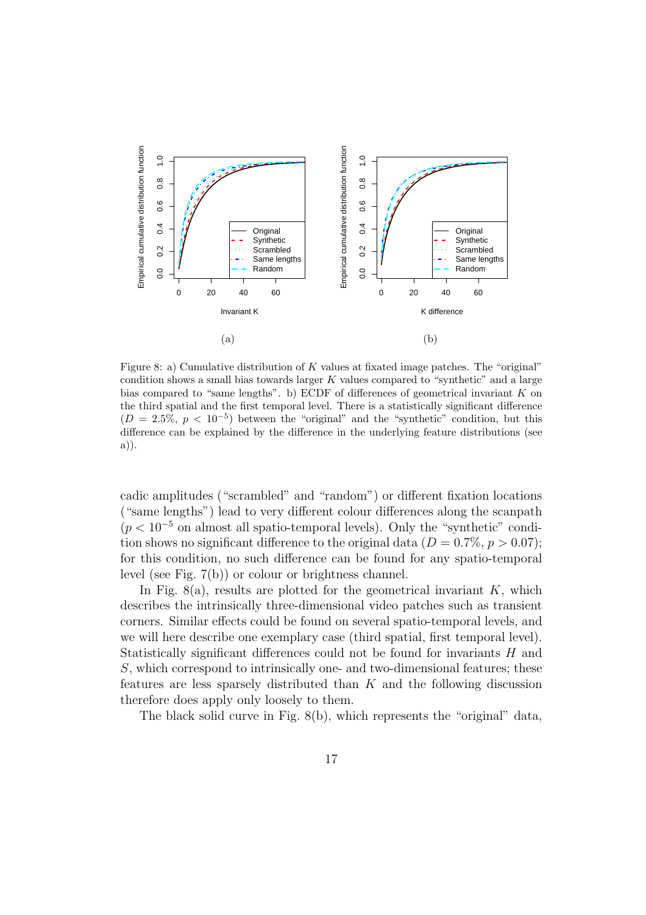(a)

(b)

Figure 8: a) Cumulative distribution of $K$ values at fixated image patches. The "original" condition shows a small bias towards larger $K$ values compared to "synthetic" and a large bias compared to "same lengths". b) ECDF of differences of geometrical invariant $K$ on the third spatial and the first temporal level. There is a statistically significant difference ($D = 2.5\%$, $p < 10^{-5}$) between the "original" and the "synthetic" condition, but this difference can be explained by the difference in the underlying feature distributions (see a)).

cadic amplitudes ("scrambled" and "random") or different fixation locations ("same lengths") lead to very different colour differences along the scanpath ($p < 10^{-5}$ on almost all spatio-temporal levels). Only the "synthetic" condition shows no significant difference to the original data ($D = 0.7\%$, $p > 0.07$); for this condition, no such difference can be found for any spatio-temporal level (see Fig. 7(b)) or colour or brightness channel.

In Fig. 8(a), results are plotted for the geometrical invariant $K$, which describes the intrinsically three-dimensional video patches such as transient corners. Similar effects could be found on several spatio-temporal levels, and we will here describe one exemplary case (third spatial, first temporal level). Statistically significant differences could not be found for invariants $H$ and $S$, which correspond to intrinsically one- and two-dimensional features; these features are less sparsely distributed than $K$ and the following discussion therefore does apply only loosely to them.

The black solid curve in Fig. 8(b), which represents the "original" data,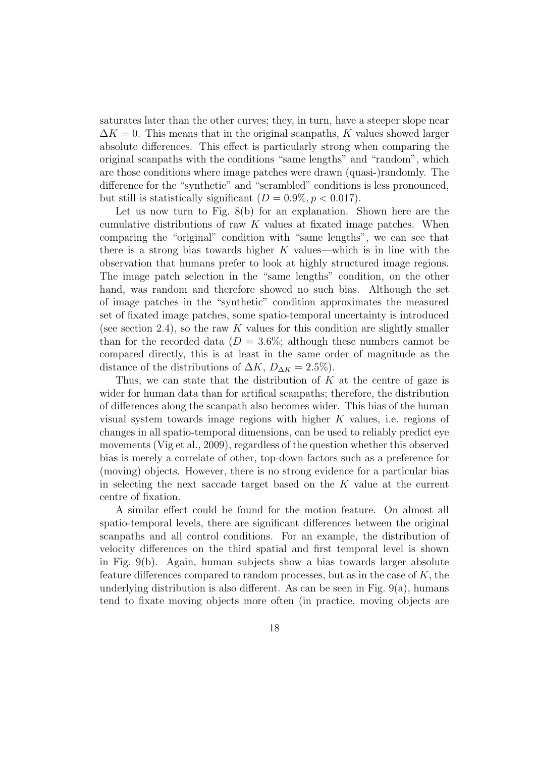saturates later than the other curves; they, in turn, have a steeper slope near $\Delta K = 0$. This means that in the original scanpaths, $K$ values showed larger absolute differences. This effect is particularly strong when comparing the original scanpaths with the conditions "same lengths" and "random", which are those conditions where image patches were drawn (quasi-)randomly. The difference for the "synthetic" and "scrambled" conditions is less pronounced, but still is statistically significant ($D = 0.9\%, p < 0.017$).

Let us now turn to Fig. 8(b) for an explanation. Shown here are the cumulative distributions of raw $K$ values at fixated image patches. When comparing the "original" condition with "same lengths", we can see that there is a strong bias towards higher $K$ values—which is in line with the observation that humans prefer to look at highly structured image regions. The image patch selection in the "same lengths" condition, on the other hand, was random and therefore showed no such bias. Although the set of image patches in the "synthetic" condition approximates the measured set of fixated image patches, some spatio-temporal uncertainty is introduced (see section 2.4), so the raw $K$ values for this condition are slightly smaller than for the recorded data ($D = 3.6\%$; although these numbers cannot be compared directly, this is at least in the same order of magnitude as the distance of the distributions of $\Delta K$, $D_{\Delta K} = 2.5\%$).

Thus, we can state that the distribution of $K$ at the centre of gaze is wider for human data than for artifical scanpaths; therefore, the distribution of differences along the scanpath also becomes wider. This bias of the human visual system towards image regions with higher $K$ values, i.e. regions of changes in all spatio-temporal dimensions, can be used to reliably predict eye movements (Vig et al., 2009), regardless of the question whether this observed bias is merely a correlate of other, top-down factors such as a preference for (moving) objects. However, there is no strong evidence for a particular bias in selecting the next saccade target based on the $K$ value at the current centre of fixation.

A similar effect could be found for the motion feature. On almost all spatio-temporal levels, there are significant differences between the original scanpaths and all control conditions. For an example, the distribution of velocity differences on the third spatial and first temporal level is shown in Fig. 9(b). Again, human subjects show a bias towards larger absolute feature differences compared to random processes, but as in the case of $K$, the underlying distribution is also different. As can be seen in Fig. 9(a), humans tend to fixate moving objects more often (in practice, moving objects are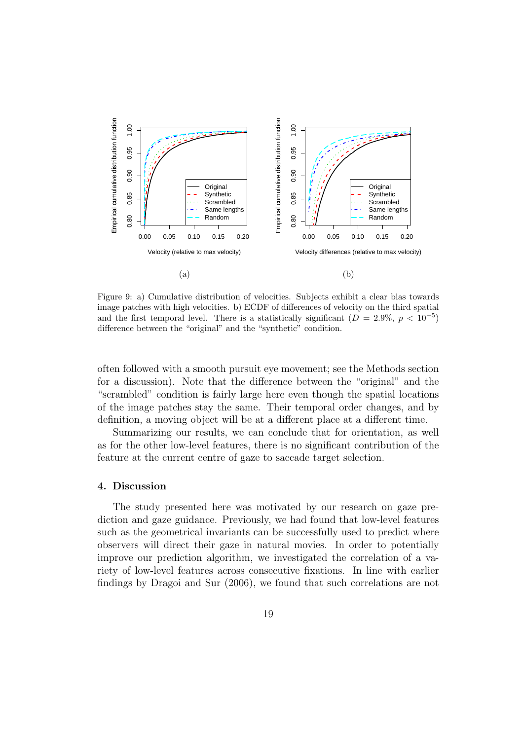Figure 9: a) Cumulative distribution of velocities. Subjects exhibit a clear bias towards image patches with high velocities. b) ECDF of differences of velocity on the third spatial and the first temporal level. There is a statistically significant ($D = 2.9\%$, $p < 10^{-5}$) difference between the "original" and the "synthetic" condition.

often followed with a smooth pursuit eye movement; see the Methods section for a discussion). Note that the difference between the "original" and the "scrambled" condition is fairly large here even though the spatial locations of the image patches stay the same. Their temporal order changes, and by definition, a moving object will be at a different place at a different time.

Summarizing our results, we can conclude that for orientation, as well as for the other low-level features, there is no significant contribution of the feature at the current centre of gaze to saccade target selection.

## 4. Discussion

The study presented here was motivated by our research on gaze prediction and gaze guidance. Previously, we had found that low-level features such as the geometrical invariants can be successfully used to predict where observers will direct their gaze in natural movies. In order to potentially improve our prediction algorithm, we investigated the correlation of a variety of low-level features across consecutive fixations. In line with earlier findings by Dragoi and Sur (2006), we found that such correlations are not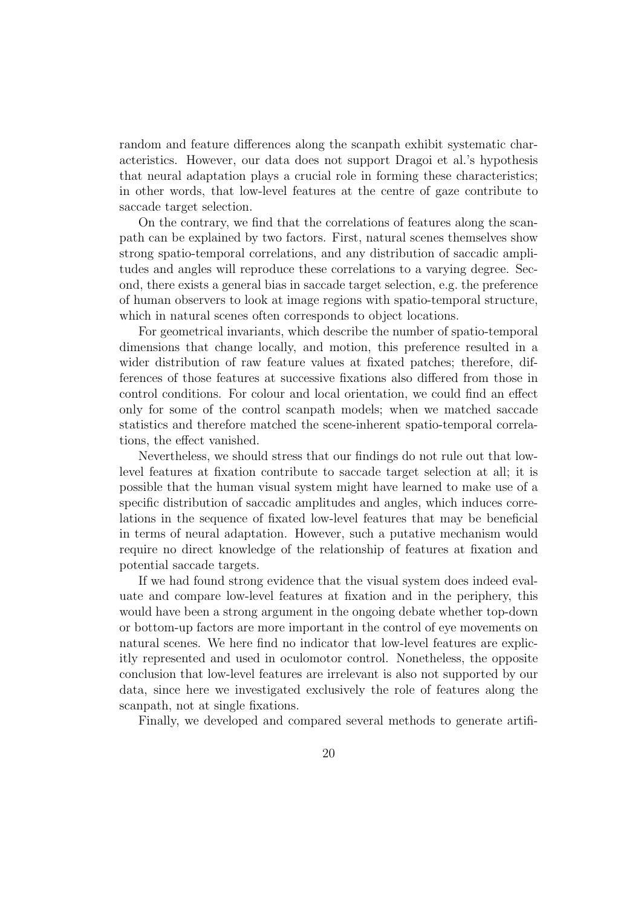random and feature differences along the scanpath exhibit systematic characteristics. However, our data does not support Dragoi et al.'s hypothesis that neural adaptation plays a crucial role in forming these characteristics; in other words, that low-level features at the centre of gaze contribute to saccade target selection.

On the contrary, we find that the correlations of features along the scanpath can be explained by two factors. First, natural scenes themselves show strong spatio-temporal correlations, and any distribution of saccadic amplitudes and angles will reproduce these correlations to a varying degree. Second, there exists a general bias in saccade target selection, e.g. the preference of human observers to look at image regions with spatio-temporal structure, which in natural scenes often corresponds to object locations.

For geometrical invariants, which describe the number of spatio-temporal dimensions that change locally, and motion, this preference resulted in a wider distribution of raw feature values at fixated patches; therefore, differences of those features at successive fixations also differed from those in control conditions. For colour and local orientation, we could find an effect only for some of the control scanpath models; when we matched saccade statistics and therefore matched the scene-inherent spatio-temporal correlations, the effect vanished.

Nevertheless, we should stress that our findings do not rule out that low-level features at fixation contribute to saccade target selection at all; it is possible that the human visual system might have learned to make use of a specific distribution of saccadic amplitudes and angles, which induces correlations in the sequence of fixated low-level features that may be beneficial in terms of neural adaptation. However, such a putative mechanism would require no direct knowledge of the relationship of features at fixation and potential saccade targets.

If we had found strong evidence that the visual system does indeed evaluate and compare low-level features at fixation and in the periphery, this would have been a strong argument in the ongoing debate whether top-down or bottom-up factors are more important in the control of eye movements on natural scenes. We here find no indicator that low-level features are explicitly represented and used in oculomotor control. Nonetheless, the opposite conclusion that low-level features are irrelevant is also not supported by our data, since here we investigated exclusively the role of features along the scanpath, not at single fixations.

Finally, we developed and compared several methods to generate artifi-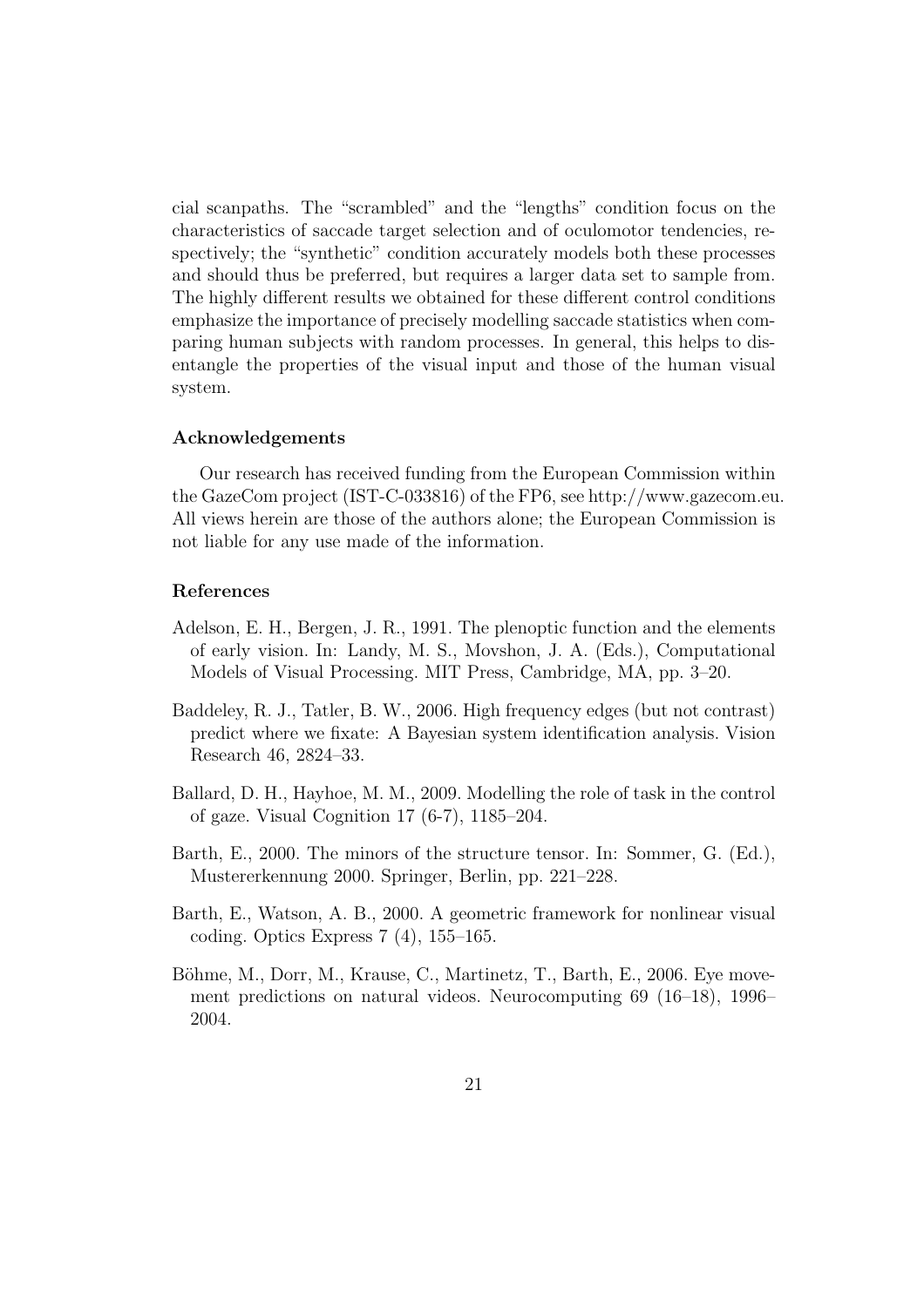cial scanpaths. The "scrambled" and the "lengths" condition focus on the characteristics of saccade target selection and of oculomotor tendencies, respectively; the "synthetic" condition accurately models both these processes and should thus be preferred, but requires a larger data set to sample from. The highly different results we obtained for these different control conditions emphasize the importance of precisely modelling saccade statistics when comparing human subjects with random processes. In general, this helps to disentangle the properties of the visual input and those of the human visual system.

### Acknowledgements

Our research has received funding from the European Commission within the GazeCom project (IST-C-033816) of the FP6, see http://www.gazecom.eu. All views herein are those of the authors alone; the European Commission is not liable for any use made of the information.

### References

Adelson, E. H., Bergen, J. R., 1991. The plenoptic function and the elements of early vision. In: Landy, M. S., Movshon, J. A. (Eds.), Computational Models of Visual Processing. MIT Press, Cambridge, MA, pp. 3–20.

Baddeley, R. J., Tatler, B. W., 2006. High frequency edges (but not contrast) predict where we fixate: A Bayesian system identification analysis. Vision Research 46, 2824–33.

Ballard, D. H., Hayhoe, M. M., 2009. Modelling the role of task in the control of gaze. Visual Cognition 17 (6-7), 1185–204.

Barth, E., 2000. The minors of the structure tensor. In: Sommer, G. (Ed.), Mustererkennung 2000. Springer, Berlin, pp. 221–228.

Barth, E., Watson, A. B., 2000. A geometric framework for nonlinear visual coding. Optics Express 7 (4), 155–165.

Böhme, M., Dorr, M., Krause, C., Martinetz, T., Barth, E., 2006. Eye movement predictions on natural videos. Neurocomputing 69 (16–18), 1996–2004.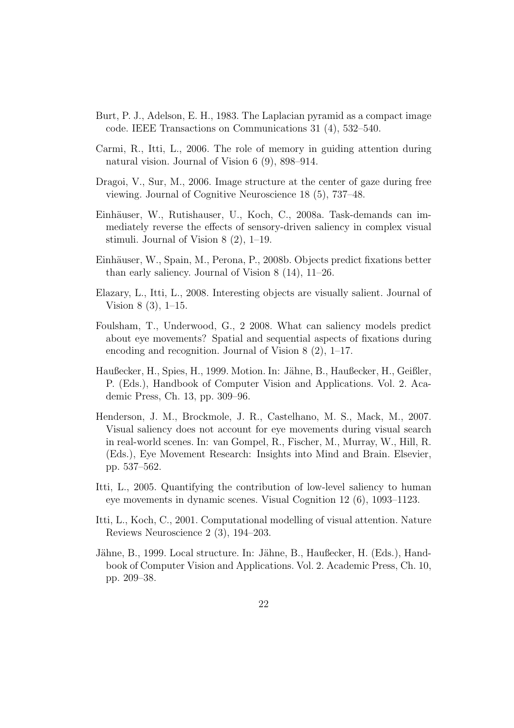Burt, P. J., Adelson, E. H., 1983. The Laplacian pyramid as a compact image code. IEEE Transactions on Communications 31 (4), 532–540.

Carmi, R., Itti, L., 2006. The role of memory in guiding attention during natural vision. Journal of Vision 6 (9), 898–914.

Dragoi, V., Sur, M., 2006. Image structure at the center of gaze during free viewing. Journal of Cognitive Neuroscience 18 (5), 737–48.

Einhäuser, W., Rutishauser, U., Koch, C., 2008a. Task-demands can immediately reverse the effects of sensory-driven saliency in complex visual stimuli. Journal of Vision 8 (2), 1–19.

Einhäuser, W., Spain, M., Perona, P., 2008b. Objects predict fixations better than early saliency. Journal of Vision 8 (14), 11–26.

Elazary, L., Itti, L., 2008. Interesting objects are visually salient. Journal of Vision 8 (3), 1–15.

Foulsham, T., Underwood, G., 2 2008. What can saliency models predict about eye movements? Spatial and sequential aspects of fixations during encoding and recognition. Journal of Vision 8 (2), 1–17.

Haußecker, H., Spies, H., 1999. Motion. In: Jähne, B., Haußecker, H., Geißler, P. (Eds.), Handbook of Computer Vision and Applications. Vol. 2. Academic Press, Ch. 13, pp. 309–96.

Henderson, J. M., Brockmole, J. R., Castelhano, M. S., Mack, M., 2007. Visual saliency does not account for eye movements during visual search in real-world scenes. In: van Gompel, R., Fischer, M., Murray, W., Hill, R. (Eds.), Eye Movement Research: Insights into Mind and Brain. Elsevier, pp. 537–562.

Itti, L., 2005. Quantifying the contribution of low-level saliency to human eye movements in dynamic scenes. Visual Cognition 12 (6), 1093–1123.

Itti, L., Koch, C., 2001. Computational modelling of visual attention. Nature Reviews Neuroscience 2 (3), 194–203.

Jähne, B., 1999. Local structure. In: Jähne, B., Haußecker, H. (Eds.), Handbook of Computer Vision and Applications. Vol. 2. Academic Press, Ch. 10, pp. 209–38.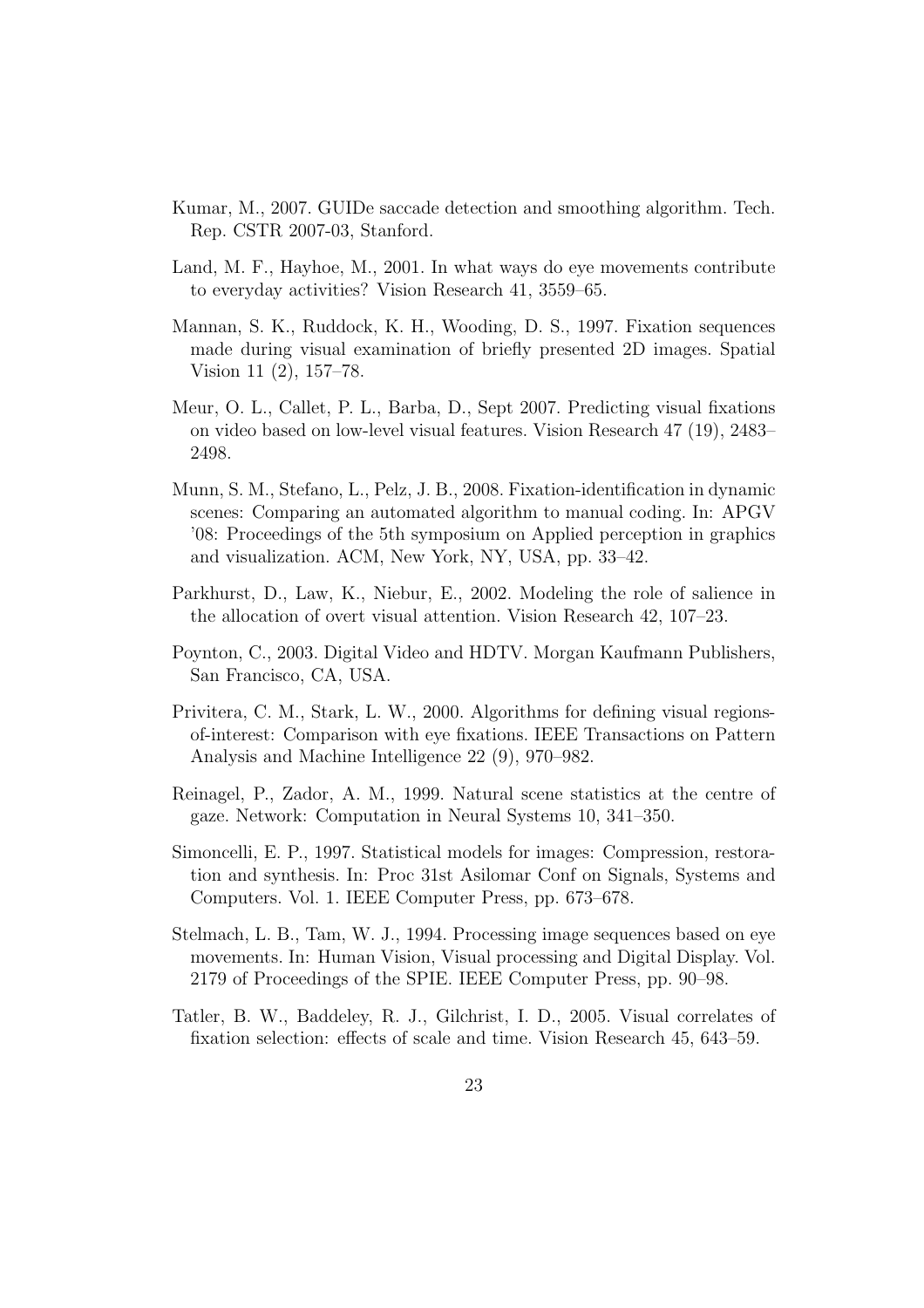Kumar, M., 2007. GUIDe saccade detection and smoothing algorithm. Tech. Rep. CSTR 2007-03, Stanford.

Land, M. F., Hayhoe, M., 2001. In what ways do eye movements contribute to everyday activities? Vision Research 41, 3559–65.

Mannan, S. K., Ruddock, K. H., Wooding, D. S., 1997. Fixation sequences made during visual examination of briefly presented 2D images. Spatial Vision 11 (2), 157–78.

Meur, O. L., Callet, P. L., Barba, D., Sept 2007. Predicting visual fixations on video based on low-level visual features. Vision Research 47 (19), 2483–2498.

Munn, S. M., Stefano, L., Pelz, J. B., 2008. Fixation-identification in dynamic scenes: Comparing an automated algorithm to manual coding. In: APGV '08: Proceedings of the 5th symposium on Applied perception in graphics and visualization. ACM, New York, NY, USA, pp. 33–42.

Parkhurst, D., Law, K., Niebur, E., 2002. Modeling the role of salience in the allocation of overt visual attention. Vision Research 42, 107–23.

Poynton, C., 2003. Digital Video and HDTV. Morgan Kaufmann Publishers, San Francisco, CA, USA.

Privitera, C. M., Stark, L. W., 2000. Algorithms for defining visual regions-of-interest: Comparison with eye fixations. IEEE Transactions on Pattern Analysis and Machine Intelligence 22 (9), 970–982.

Reinagel, P., Zador, A. M., 1999. Natural scene statistics at the centre of gaze. Network: Computation in Neural Systems 10, 341–350.

Simoncelli, E. P., 1997. Statistical models for images: Compression, restoration and synthesis. In: Proc 31st Asilomar Conf on Signals, Systems and Computers. Vol. 1. IEEE Computer Press, pp. 673–678.

Stelmach, L. B., Tam, W. J., 1994. Processing image sequences based on eye movements. In: Human Vision, Visual processing and Digital Display. Vol. 2179 of Proceedings of the SPIE. IEEE Computer Press, pp. 90–98.

Tatler, B. W., Baddeley, R. J., Gilchrist, I. D., 2005. Visual correlates of fixation selection: effects of scale and time. Vision Research 45, 643–59.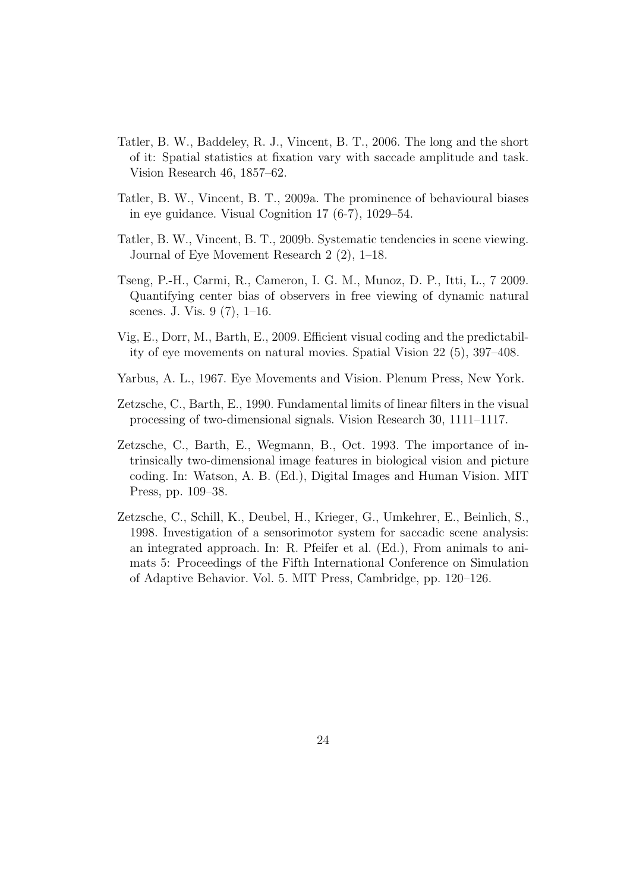Tatler, B. W., Baddeley, R. J., Vincent, B. T., 2006. The long and the short of it: Spatial statistics at fixation vary with saccade amplitude and task. Vision Research 46, 1857–62.

Tatler, B. W., Vincent, B. T., 2009a. The prominence of behavioural biases in eye guidance. Visual Cognition 17 (6-7), 1029–54.

Tatler, B. W., Vincent, B. T., 2009b. Systematic tendencies in scene viewing. Journal of Eye Movement Research 2 (2), 1–18.

Tseng, P.-H., Carmi, R., Cameron, I. G. M., Munoz, D. P., Itti, L., 7 2009. Quantifying center bias of observers in free viewing of dynamic natural scenes. J. Vis. 9 (7), 1–16.

Vig, E., Dorr, M., Barth, E., 2009. Efficient visual coding and the predictability of eye movements on natural movies. Spatial Vision 22 (5), 397–408.

Yarbus, A. L., 1967. Eye Movements and Vision. Plenum Press, New York.

Zetzsche, C., Barth, E., 1990. Fundamental limits of linear filters in the visual processing of two-dimensional signals. Vision Research 30, 1111–1117.

Zetzsche, C., Barth, E., Wegmann, B., Oct. 1993. The importance of intrinsically two-dimensional image features in biological vision and picture coding. In: Watson, A. B. (Ed.), Digital Images and Human Vision. MIT Press, pp. 109–38.

Zetzsche, C., Schill, K., Deubel, H., Krieger, G., Umkehrer, E., Beinlich, S., 1998. Investigation of a sensorimotor system for saccadic scene analysis: an integrated approach. In: R. Pfeifer et al. (Ed.), From animals to animats 5: Proceedings of the Fifth International Conference on Simulation of Adaptive Behavior. Vol. 5. MIT Press, Cambridge, pp. 120–126.